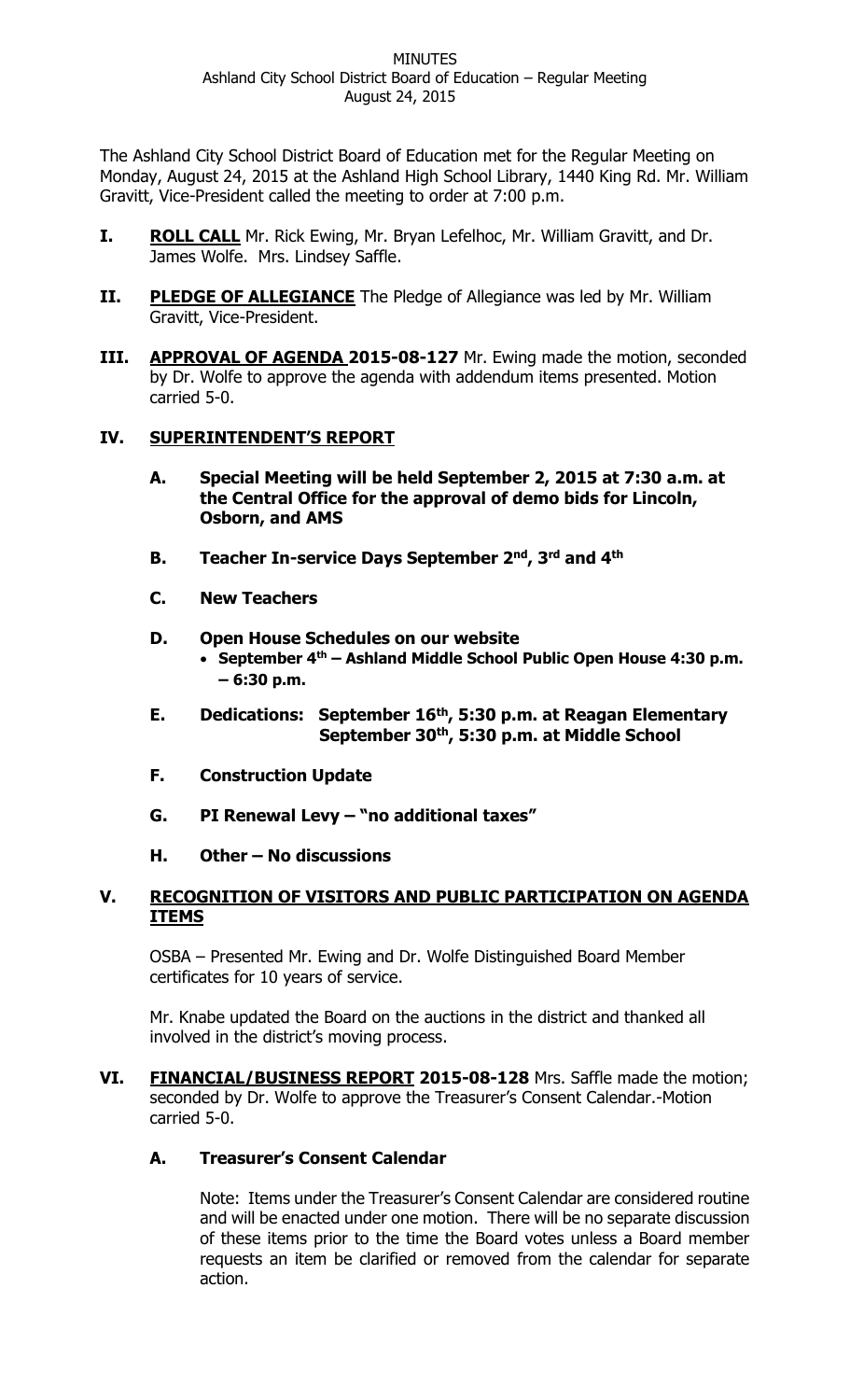MINUTES
Ashland City School District Board of Education – Regular Meeting
August 24, 2015

The Ashland City School District Board of Education met for the Regular Meeting on Monday, August 24, 2015 at the Ashland High School Library, 1440 King Rd. Mr. William Gravitt, Vice-President called the meeting to order at 7:00 p.m.

**I. ROLL CALL** Mr. Rick Ewing, Mr. Bryan Lefelhoc, Mr. William Gravitt, and Dr. James Wolfe. Mrs. Lindsey Saffle.

**II. PLEDGE OF ALLEGIANCE** The Pledge of Allegiance was led by Mr. William Gravitt, Vice-President.

**III. APPROVAL OF AGENDA 2015-08-127** Mr. Ewing made the motion, seconded by Dr. Wolfe to approve the agenda with addendum items presented. Motion carried 5-0.

**IV. SUPERINTENDENT'S REPORT**

**A. Special Meeting will be held September 2, 2015 at 7:30 a.m. at the Central Office for the approval of demo bids for Lincoln, Osborn, and AMS**

**B. Teacher In-service Days September 2nd, 3rd and 4th**

**C. New Teachers**

**D. Open House Schedules on our website**
- **September 4th – Ashland Middle School Public Open House 4:30 p.m. – 6:30 p.m.**

**E. Dedications: September 16th, 5:30 p.m. at Reagan Elementary**
**September 30th, 5:30 p.m. at Middle School**

**F. Construction Update**

**G. PI Renewal Levy – "no additional taxes"**

**H. Other – No discussions**

**V. RECOGNITION OF VISITORS AND PUBLIC PARTICIPATION ON AGENDA ITEMS**

OSBA – Presented Mr. Ewing and Dr. Wolfe Distinguished Board Member certificates for 10 years of service.

Mr. Knabe updated the Board on the auctions in the district and thanked all involved in the district's moving process.

**VI. FINANCIAL/BUSINESS REPORT 2015-08-128** Mrs. Saffle made the motion; seconded by Dr. Wolfe to approve the Treasurer's Consent Calendar.-Motion carried 5-0.

**A. Treasurer's Consent Calendar**

Note: Items under the Treasurer's Consent Calendar are considered routine and will be enacted under one motion. There will be no separate discussion of these items prior to the time the Board votes unless a Board member requests an item be clarified or removed from the calendar for separate action.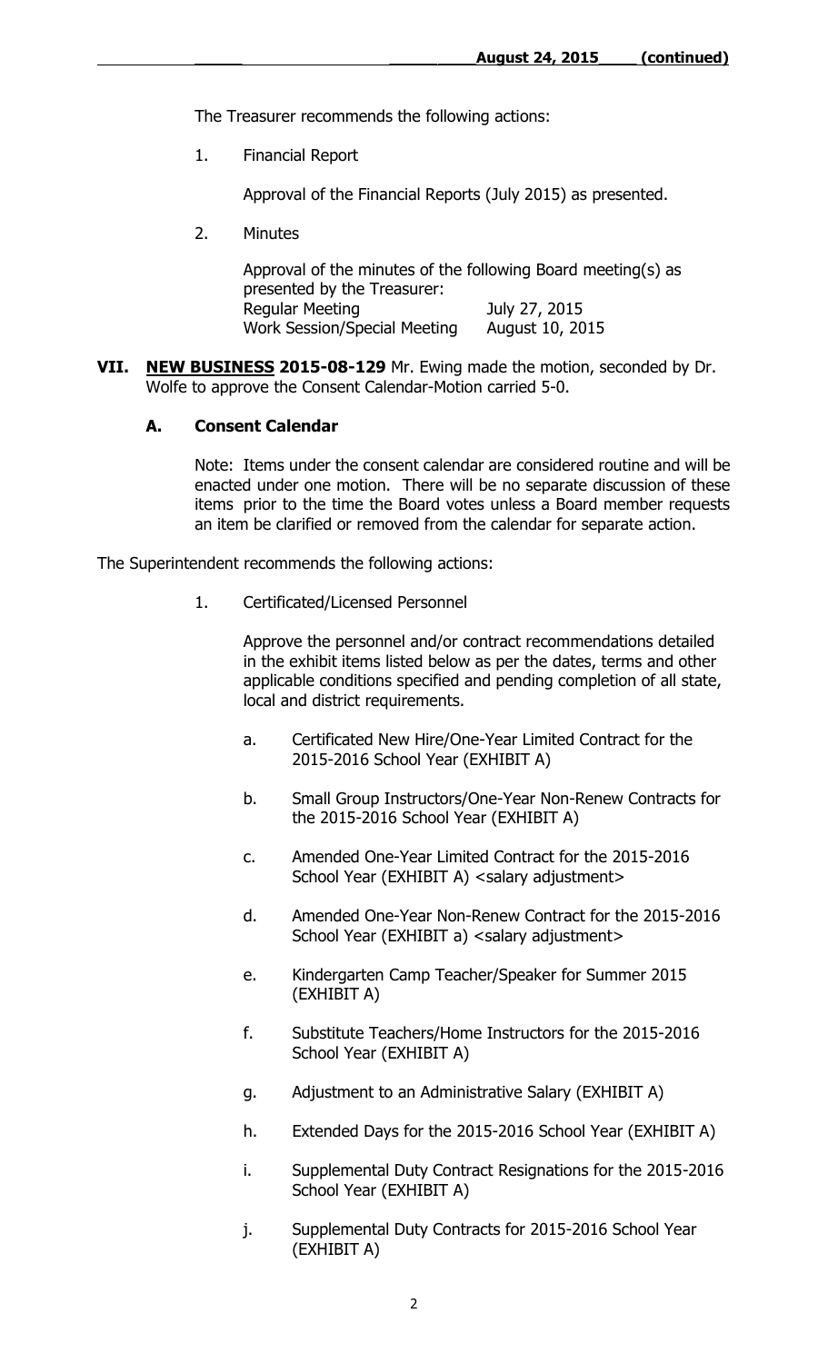The Treasurer recommends the following actions:

1. Financial Report

   Approval of the Financial Reports (July 2015) as presented.

2. Minutes

   Approval of the minutes of the following Board meeting(s) as presented by the Treasurer:

   | | |
   |---|---|
   | Regular Meeting | July 27, 2015 |
   | Work Session/Special Meeting | August 10, 2015 |

**VII. NEW BUSINESS 2015-08-129** Mr. Ewing made the motion, seconded by Dr. Wolfe to approve the Consent Calendar-Motion carried 5-0.

**A. Consent Calendar**

Note: Items under the consent calendar are considered routine and will be enacted under one motion. There will be no separate discussion of these items prior to the time the Board votes unless a Board member requests an item be clarified or removed from the calendar for separate action.

The Superintendent recommends the following actions:

1. Certificated/Licensed Personnel

   Approve the personnel and/or contract recommendations detailed in the exhibit items listed below as per the dates, terms and other applicable conditions specified and pending completion of all state, local and district requirements.

   a. Certificated New Hire/One-Year Limited Contract for the 2015-2016 School Year (EXHIBIT A)

   b. Small Group Instructors/One-Year Non-Renew Contracts for the 2015-2016 School Year (EXHIBIT A)

   c. Amended One-Year Limited Contract for the 2015-2016 School Year (EXHIBIT A) <salary adjustment>

   d. Amended One-Year Non-Renew Contract for the 2015-2016 School Year (EXHIBIT a) <salary adjustment>

   e. Kindergarten Camp Teacher/Speaker for Summer 2015 (EXHIBIT A)

   f. Substitute Teachers/Home Instructors for the 2015-2016 School Year (EXHIBIT A)

   g. Adjustment to an Administrative Salary (EXHIBIT A)

   h. Extended Days for the 2015-2016 School Year (EXHIBIT A)

   i. Supplemental Duty Contract Resignations for the 2015-2016 School Year (EXHIBIT A)

   j. Supplemental Duty Contracts for 2015-2016 School Year (EXHIBIT A)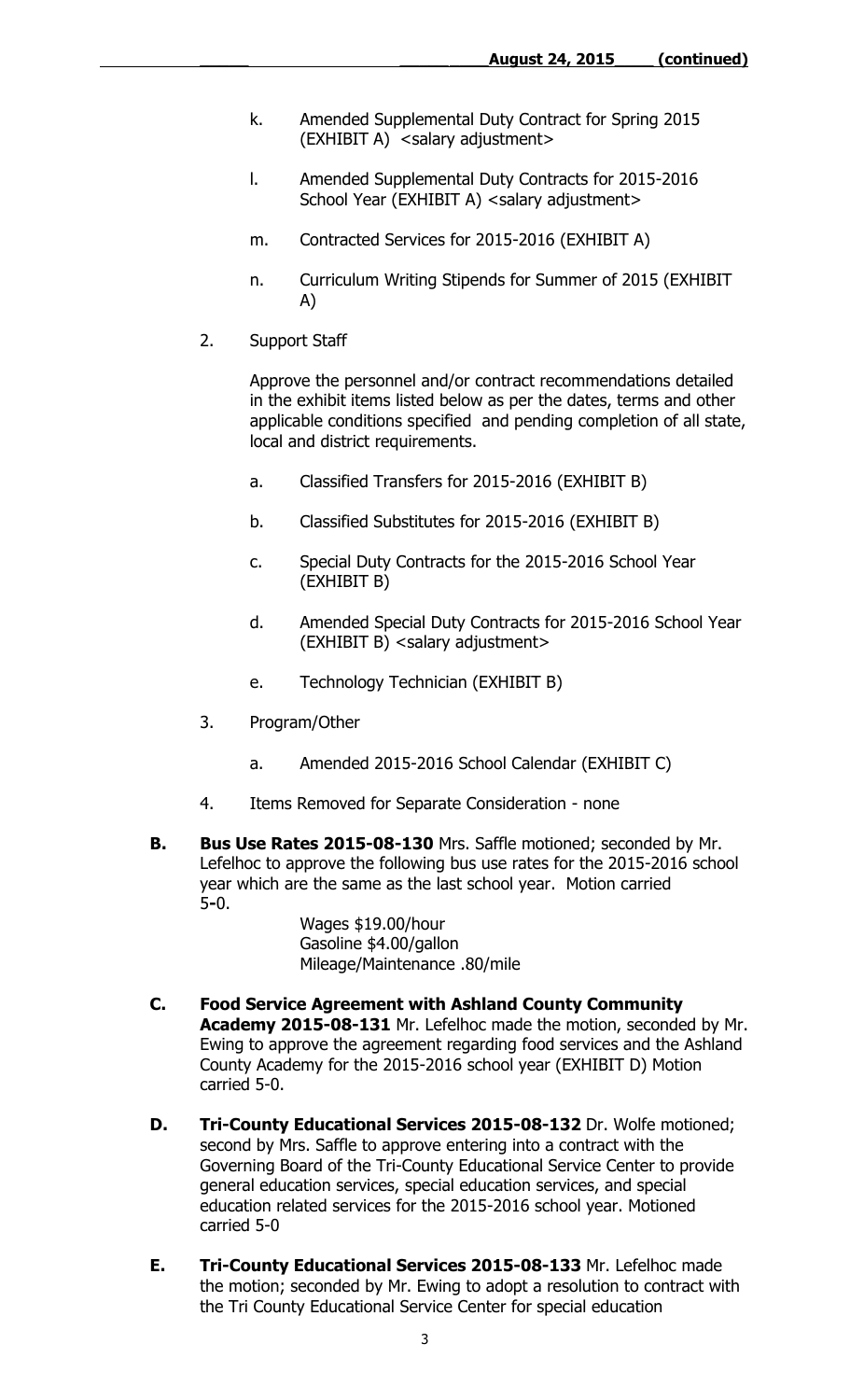k. Amended Supplemental Duty Contract for Spring 2015 (EXHIBIT A) <salary adjustment>

l. Amended Supplemental Duty Contracts for 2015-2016 School Year (EXHIBIT A) <salary adjustment>

m. Contracted Services for 2015-2016 (EXHIBIT A)

n. Curriculum Writing Stipends for Summer of 2015 (EXHIBIT A)

2. Support Staff

   Approve the personnel and/or contract recommendations detailed in the exhibit items listed below as per the dates, terms and other applicable conditions specified and pending completion of all state, local and district requirements.

   a. Classified Transfers for 2015-2016 (EXHIBIT B)

   b. Classified Substitutes for 2015-2016 (EXHIBIT B)

   c. Special Duty Contracts for the 2015-2016 School Year (EXHIBIT B)

   d. Amended Special Duty Contracts for 2015-2016 School Year (EXHIBIT B) <salary adjustment>

   e. Technology Technician (EXHIBIT B)

3. Program/Other

   a. Amended 2015-2016 School Calendar (EXHIBIT C)

4. Items Removed for Separate Consideration - none

**B. Bus Use Rates 2015-08-130** Mrs. Saffle motioned; seconded by Mr. Lefelhoc to approve the following bus use rates for the 2015-2016 school year which are the same as the last school year. Motion carried 5-0.

Wages $19.00/hour
Gasoline $4.00/gallon
Mileage/Maintenance .80/mile

**C. Food Service Agreement with Ashland County Community Academy 2015-08-131** Mr. Lefelhoc made the motion, seconded by Mr. Ewing to approve the agreement regarding food services and the Ashland County Academy for the 2015-2016 school year (EXHIBIT D) Motion carried 5-0.

**D. Tri-County Educational Services 2015-08-132** Dr. Wolfe motioned; second by Mrs. Saffle to approve entering into a contract with the Governing Board of the Tri-County Educational Service Center to provide general education services, special education services, and special education related services for the 2015-2016 school year. Motioned carried 5-0

**E. Tri-County Educational Services 2015-08-133** Mr. Lefelhoc made the motion; seconded by Mr. Ewing to adopt a resolution to contract with the Tri County Educational Service Center for special education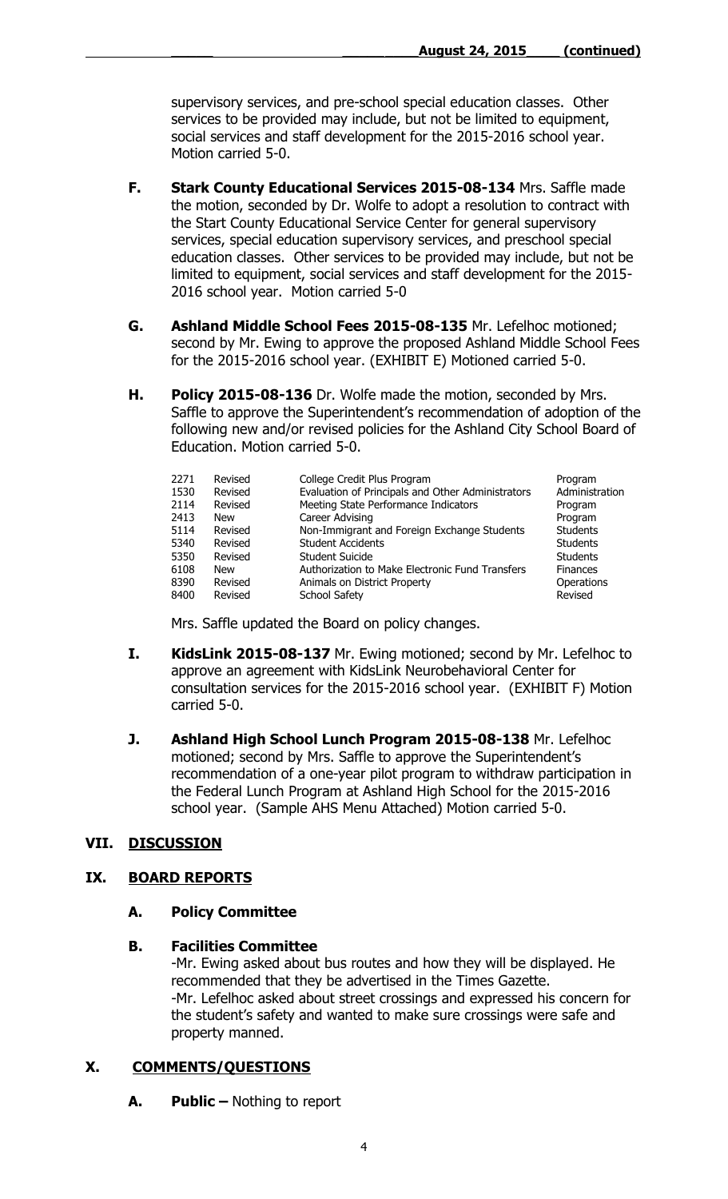supervisory services, and pre-school special education classes. Other services to be provided may include, but not be limited to equipment, social services and staff development for the 2015-2016 school year. Motion carried 5-0.

**F. Stark County Educational Services 2015-08-134** Mrs. Saffle made the motion, seconded by Dr. Wolfe to adopt a resolution to contract with the Start County Educational Service Center for general supervisory services, special education supervisory services, and preschool special education classes. Other services to be provided may include, but not be limited to equipment, social services and staff development for the 2015-2016 school year. Motion carried 5-0

**G. Ashland Middle School Fees 2015-08-135** Mr. Lefelhoc motioned; second by Mr. Ewing to approve the proposed Ashland Middle School Fees for the 2015-2016 school year. (EXHIBIT E) Motioned carried 5-0.

**H. Policy 2015-08-136** Dr. Wolfe made the motion, seconded by Mrs. Saffle to approve the Superintendent's recommendation of adoption of the following new and/or revised policies for the Ashland City School Board of Education. Motion carried 5-0.

| | | | |
|---|---|---|---|
| 2271 | Revised | College Credit Plus Program | Program |
| 1530 | Revised | Evaluation of Principals and Other Administrators | Administration |
| 2114 | Revised | Meeting State Performance Indicators | Program |
| 2413 | New | Career Advising | Program |
| 5114 | Revised | Non-Immigrant and Foreign Exchange Students | Students |
| 5340 | Revised | Student Accidents | Students |
| 5350 | Revised | Student Suicide | Students |
| 6108 | New | Authorization to Make Electronic Fund Transfers | Finances |
| 8390 | Revised | Animals on District Property | Operations |
| 8400 | Revised | School Safety | Revised |

Mrs. Saffle updated the Board on policy changes.

**I. KidsLink 2015-08-137** Mr. Ewing motioned; second by Mr. Lefelhoc to approve an agreement with KidsLink Neurobehavioral Center for consultation services for the 2015-2016 school year. (EXHIBIT F) Motion carried 5-0.

**J. Ashland High School Lunch Program 2015-08-138** Mr. Lefelhoc motioned; second by Mrs. Saffle to approve the Superintendent's recommendation of a one-year pilot program to withdraw participation in the Federal Lunch Program at Ashland High School for the 2015-2016 school year. (Sample AHS Menu Attached) Motion carried 5-0.

## VII. DISCUSSION

## IX. BOARD REPORTS

### A. Policy Committee

### B. Facilities Committee

-Mr. Ewing asked about bus routes and how they will be displayed. He recommended that they be advertised in the Times Gazette.
-Mr. Lefelhoc asked about street crossings and expressed his concern for the student's safety and wanted to make sure crossings were safe and property manned.

## X. COMMENTS/QUESTIONS

**A. Public –** Nothing to report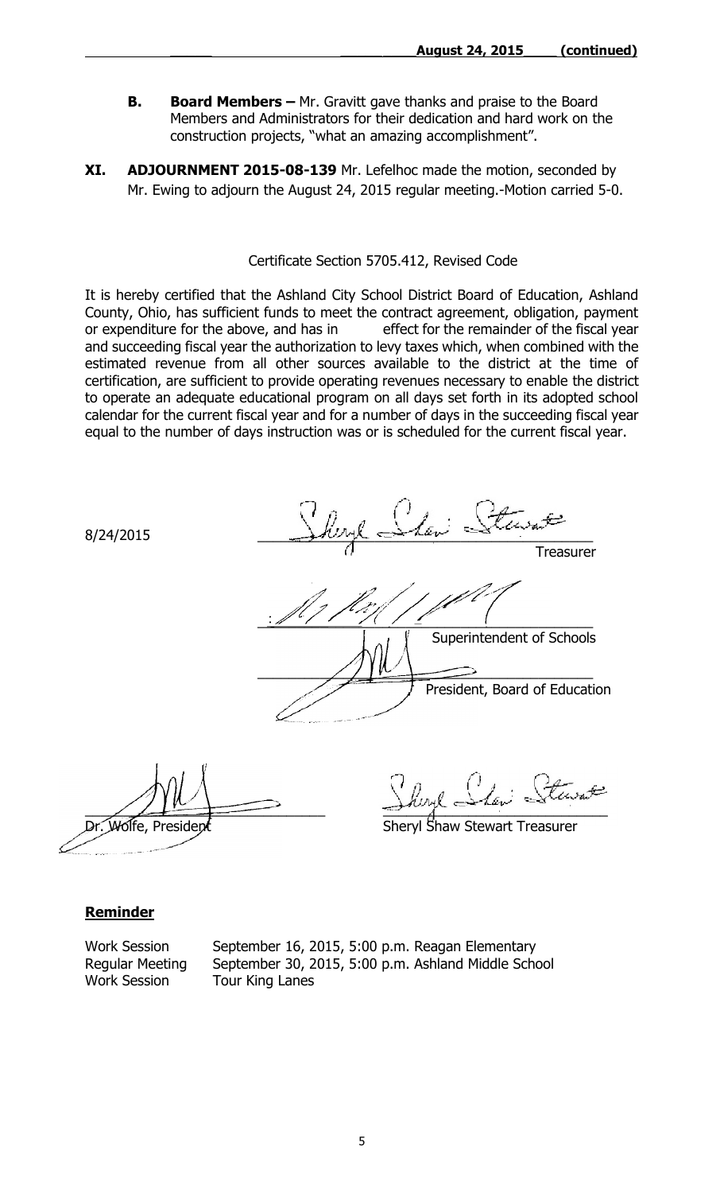**B. Board Members –** Mr. Gravitt gave thanks and praise to the Board Members and Administrators for their dedication and hard work on the construction projects, "what an amazing accomplishment".

**XI. ADJOURNMENT 2015-08-139** Mr. Lefelhoc made the motion, seconded by Mr. Ewing to adjourn the August 24, 2015 regular meeting.-Motion carried 5-0.

Certificate Section 5705.412, Revised Code

It is hereby certified that the Ashland City School District Board of Education, Ashland County, Ohio, has sufficient funds to meet the contract agreement, obligation, payment or expenditure for the above, and has in effect for the remainder of the fiscal year and succeeding fiscal year the authorization to levy taxes which, when combined with the estimated revenue from all other sources available to the district at the time of certification, are sufficient to provide operating revenues necessary to enable the district to operate an adequate educational program on all days set forth in its adopted school calendar for the current fiscal year and for a number of days in the succeeding fiscal year equal to the number of days instruction was or is scheduled for the current fiscal year.

8/24/2015

Treasurer

Superintendent of Schools

President, Board of Education

Dr. Wolfe, President

Sheryl Shaw Stewart Treasurer

**Reminder**

| | |
|---|---|
| Work Session | September 16, 2015, 5:00 p.m. Reagan Elementary |
| Regular Meeting | September 30, 2015, 5:00 p.m. Ashland Middle School |
| Work Session | Tour King Lanes |